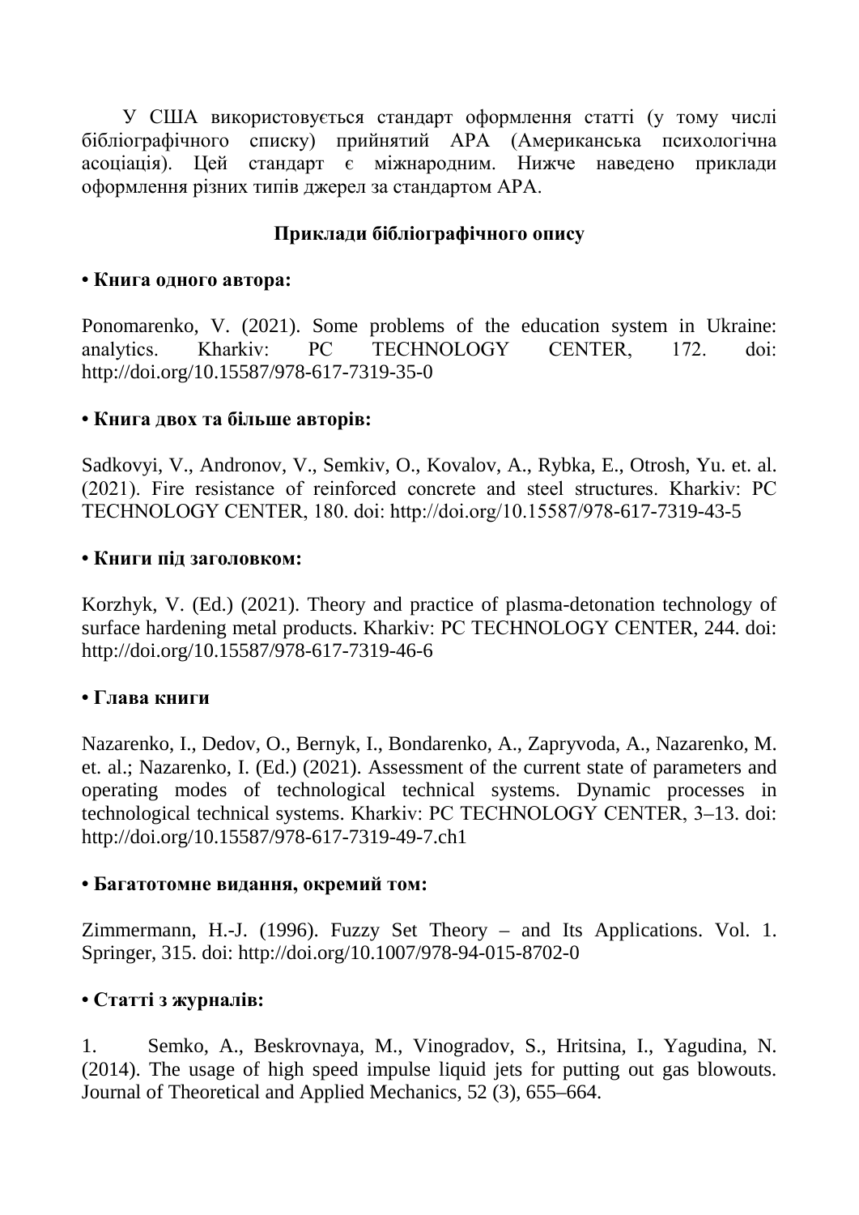У США використовується стандарт оформлення статті (у тому числі бібліографічного списку) прийнятий APA (Американська психологічна асоціація). Цей стандарт є міжнародним. Нижче наведено приклади оформлення різних типів джерел за стандартом APA.

## Приклади бібліографічного опису

**• Книга одного автора:**

Ponomarenko, V. (2021). Some problems of the education system in Ukraine: analytics. Kharkiv: PC TECHNOLOGY CENTER, 172. doi: http://doi.org/10.15587/978-617-7319-35-0

**• Книга двох та більше авторів:**

Sadkovyi, V., Andronov, V., Semkiv, O., Kovalov, A., Rybka, E., Otrosh, Yu. et. al. (2021). Fire resistance of reinforced concrete and steel structures. Kharkiv: PC TECHNOLOGY CENTER, 180. doi: http://doi.org/10.15587/978-617-7319-43-5

**• Книги під заголовком:**

Korzhyk, V. (Ed.) (2021). Theory and practice of plasma-detonation technology of surface hardening metal products. Kharkiv: PC TECHNOLOGY CENTER, 244. doi: http://doi.org/10.15587/978-617-7319-46-6

**• Глава книги**

Nazarenko, I., Dedov, O., Bernyk, I., Bondarenko, A., Zapryvoda, A., Nazarenko, M. et. al.; Nazarenko, I. (Ed.) (2021). Assessment of the current state of parameters and operating modes of technological technical systems. Dynamic processes in technological technical systems. Kharkiv: PC TECHNOLOGY CENTER, 3–13. doi: http://doi.org/10.15587/978-617-7319-49-7.ch1

**• Багатотомне видання, окремий том:**

Zimmermann, H.-J. (1996). Fuzzy Set Theory – and Its Applications. Vol. 1. Springer, 315. doi: http://doi.org/10.1007/978-94-015-8702-0

**• Статті з журналів:**

1. Semko, A., Beskrovnaya, M., Vinogradov, S., Hritsina, I., Yagudina, N. (2014). The usage of high speed impulse liquid jets for putting out gas blowouts. Journal of Theoretical and Applied Mechanics, 52 (3), 655–664.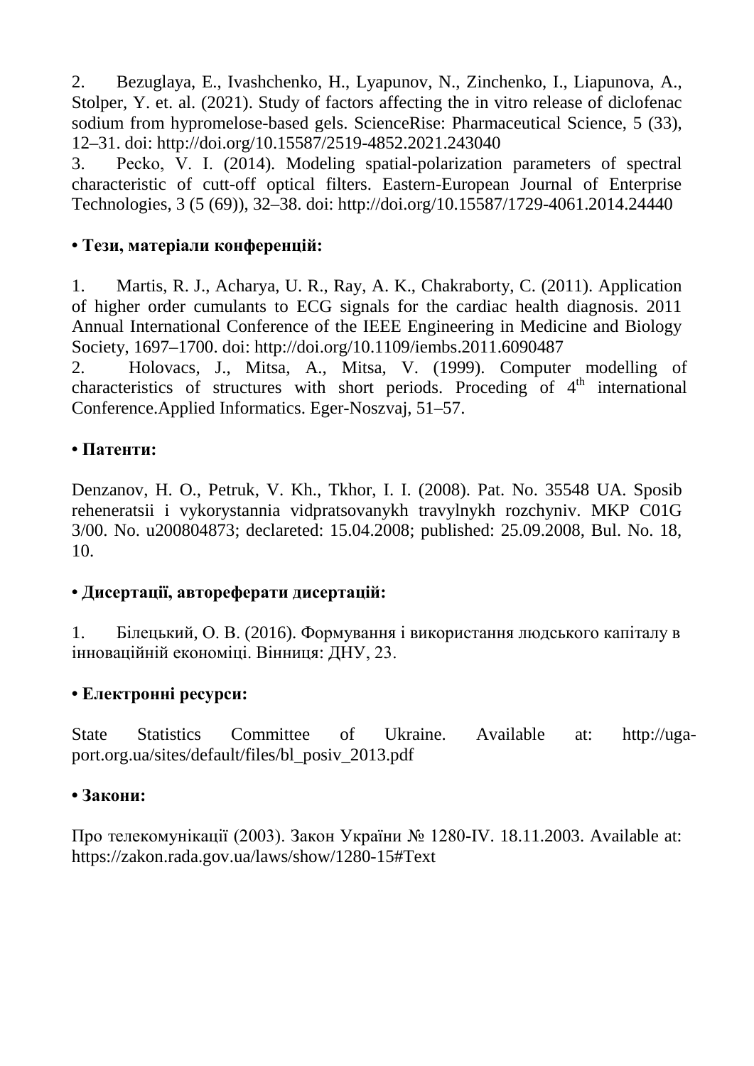2. Bezuglaya, E., Ivashchenko, H., Lyapunov, N., Zinchenko, I., Liapunova, A., Stolper, Y. et. al. (2021). Study of factors affecting the in vitro release of diclofenac sodium from hypromelose-based gels. ScienceRise: Pharmaceutical Science, 5 (33), 12–31. doi: http://doi.org/10.15587/2519-4852.2021.243040
3. Pecko, V. I. (2014). Modeling spatial-polarization parameters of spectral characteristic of cutt-off optical filters. Eastern-European Journal of Enterprise Technologies, 3 (5 (69)), 32–38. doi: http://doi.org/10.15587/1729-4061.2014.24440

**• Тези, матеріали конференцій:**

1. Martis, R. J., Acharya, U. R., Ray, A. K., Chakraborty, C. (2011). Application of higher order cumulants to ECG signals for the cardiac health diagnosis. 2011 Annual International Conference of the IEEE Engineering in Medicine and Biology Society, 1697–1700. doi: http://doi.org/10.1109/iembs.2011.6090487
2. Holovacs, J., Mitsa, A., Mitsa, V. (1999). Computer modelling of characteristics of structures with short periods. Proceding of 4th international Conference.Applied Informatics. Eger-Noszvaj, 51–57.

**• Патенти:**

Denzanov, H. O., Petruk, V. Kh., Tkhor, I. I. (2008). Pat. No. 35548 UA. Sposib reheneratsii i vykorystannia vidpratsovanykh travylnykh rozchyniv. MKP C01G 3/00. No. u200804873; declareted: 15.04.2008; published: 25.09.2008, Bul. No. 18, 10.

**• Дисертації, автореферати дисертацій:**

1. Білецький, О. В. (2016). Формування і використання людського капіталу в інноваційній економіці. Вінниця: ДНУ, 23.

**• Електронні ресурси:**

State Statistics Committee of Ukraine. Available at: http://uga-port.org.ua/sites/default/files/bl_posiv_2013.pdf

**• Закони:**

Про телекомунікації (2003). Закон України № 1280-IV. 18.11.2003. Available at: https://zakon.rada.gov.ua/laws/show/1280-15#Text